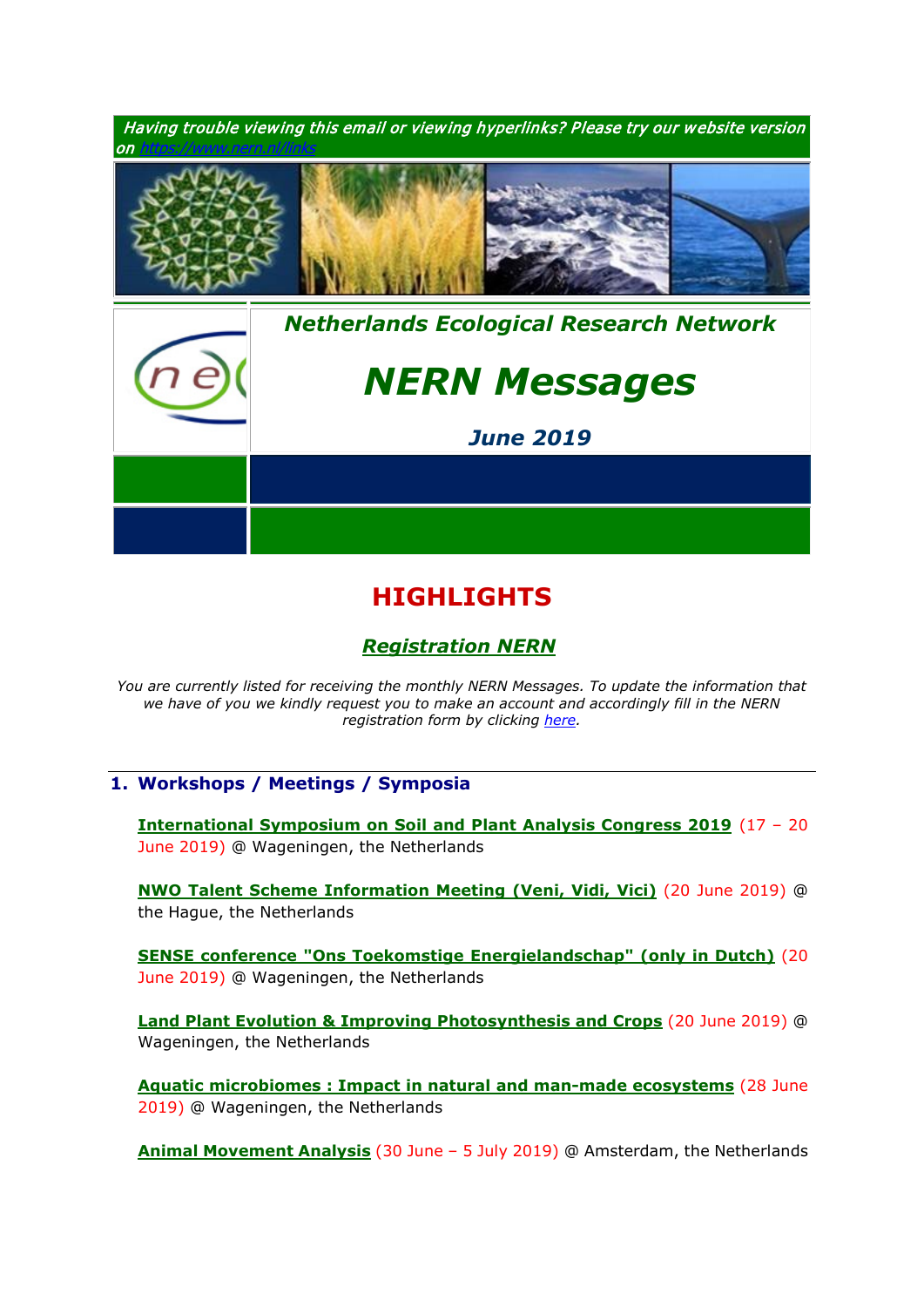*Having trouble viewing this email or viewing hyperlinks? Please try our website version on https://www.nern.nl/links*

***Netherlands Ecological Research Network***

# *NERN Messages*

***June 2019***

## HIGHLIGHTS

### *Registration NERN*

*You are currently listed for receiving the monthly NERN Messages. To update the information that we have of you we kindly request you to make an account and accordingly fill in the NERN registration form by clicking here.*

## 1. Workshops / Meetings / Symposia

**International Symposium on Soil and Plant Analysis Congress 2019** (17 – 20 June 2019) @ Wageningen, the Netherlands

**NWO Talent Scheme Information Meeting (Veni, Vidi, Vici)** (20 June 2019) @ the Hague, the Netherlands

**SENSE conference "Ons Toekomstige Energielandschap" (only in Dutch)** (20 June 2019) @ Wageningen, the Netherlands

**Land Plant Evolution & Improving Photosynthesis and Crops** (20 June 2019) @ Wageningen, the Netherlands

**Aquatic microbiomes : Impact in natural and man-made ecosystems** (28 June 2019) @ Wageningen, the Netherlands

**Animal Movement Analysis** (30 June – 5 July 2019) @ Amsterdam, the Netherlands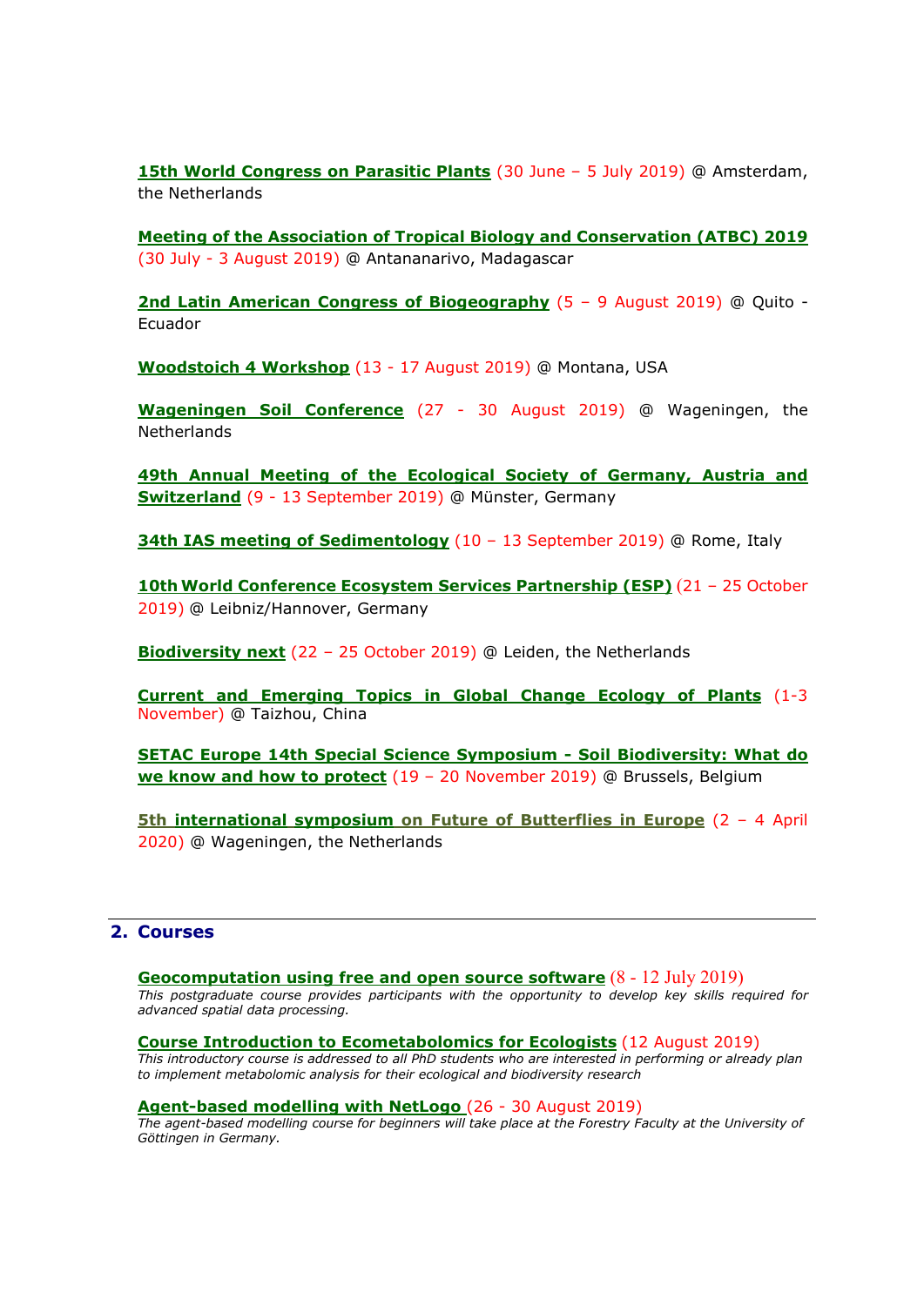**15th World Congress on Parasitic Plants** (30 June – 5 July 2019) @ Amsterdam, the Netherlands

**Meeting of the Association of Tropical Biology and Conservation (ATBC) 2019** (30 July - 3 August 2019) @ Antananarivo, Madagascar

**2nd Latin American Congress of Biogeography** (5 – 9 August 2019) @ Quito - Ecuador

**Woodstoich 4 Workshop** (13 - 17 August 2019) @ Montana, USA

**Wageningen Soil Conference** (27 - 30 August 2019) @ Wageningen, the Netherlands

**49th Annual Meeting of the Ecological Society of Germany, Austria and Switzerland** (9 - 13 September 2019) @ Münster, Germany

**34th IAS meeting of Sedimentology** (10 – 13 September 2019) @ Rome, Italy

**10th World Conference Ecosystem Services Partnership (ESP)** (21 – 25 October 2019) @ Leibniz/Hannover, Germany

**Biodiversity next** (22 – 25 October 2019) @ Leiden, the Netherlands

**Current and Emerging Topics in Global Change Ecology of Plants** (1-3 November) @ Taizhou, China

**SETAC Europe 14th Special Science Symposium - Soil Biodiversity: What do we know and how to protect** (19 – 20 November 2019) @ Brussels, Belgium

**5th international symposium on Future of Butterflies in Europe** (2 – 4 April 2020) @ Wageningen, the Netherlands

## 2. Courses

**Geocomputation using free and open source software** (8 - 12 July 2019)
*This postgraduate course provides participants with the opportunity to develop key skills required for advanced spatial data processing.*

**Course Introduction to Ecometabolomics for Ecologists** (12 August 2019)
*This introductory course is addressed to all PhD students who are interested in performing or already plan to implement metabolomic analysis for their ecological and biodiversity research*

**Agent-based modelling with NetLogo** (26 - 30 August 2019)
*The agent-based modelling course for beginners will take place at the Forestry Faculty at the University of Göttingen in Germany.*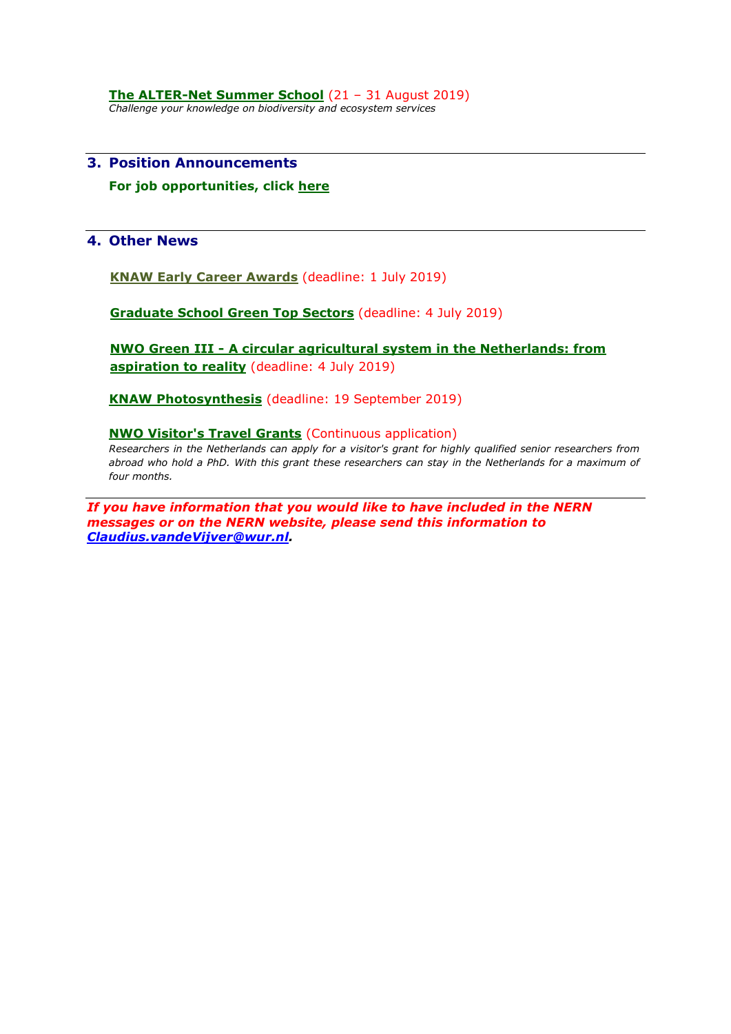**The ALTER-Net Summer School** (21 – 31 August 2019)
*Challenge your knowledge on biodiversity and ecosystem services*

## 3. Position Announcements

**For job opportunities, click here**

## 4. Other News

**KNAW Early Career Awards** (deadline: 1 July 2019)

**Graduate School Green Top Sectors** (deadline: 4 July 2019)

**NWO Green III - A circular agricultural system in the Netherlands: from aspiration to reality** (deadline: 4 July 2019)

**KNAW Photosynthesis** (deadline: 19 September 2019)

**NWO Visitor's Travel Grants** (Continuous application)
*Researchers in the Netherlands can apply for a visitor's grant for highly qualified senior researchers from abroad who hold a PhD. With this grant these researchers can stay in the Netherlands for a maximum of four months.*

***If you have information that you would like to have included in the NERN messages or on the NERN website, please send this information to Claudius.vandeVijver@wur.nl.***